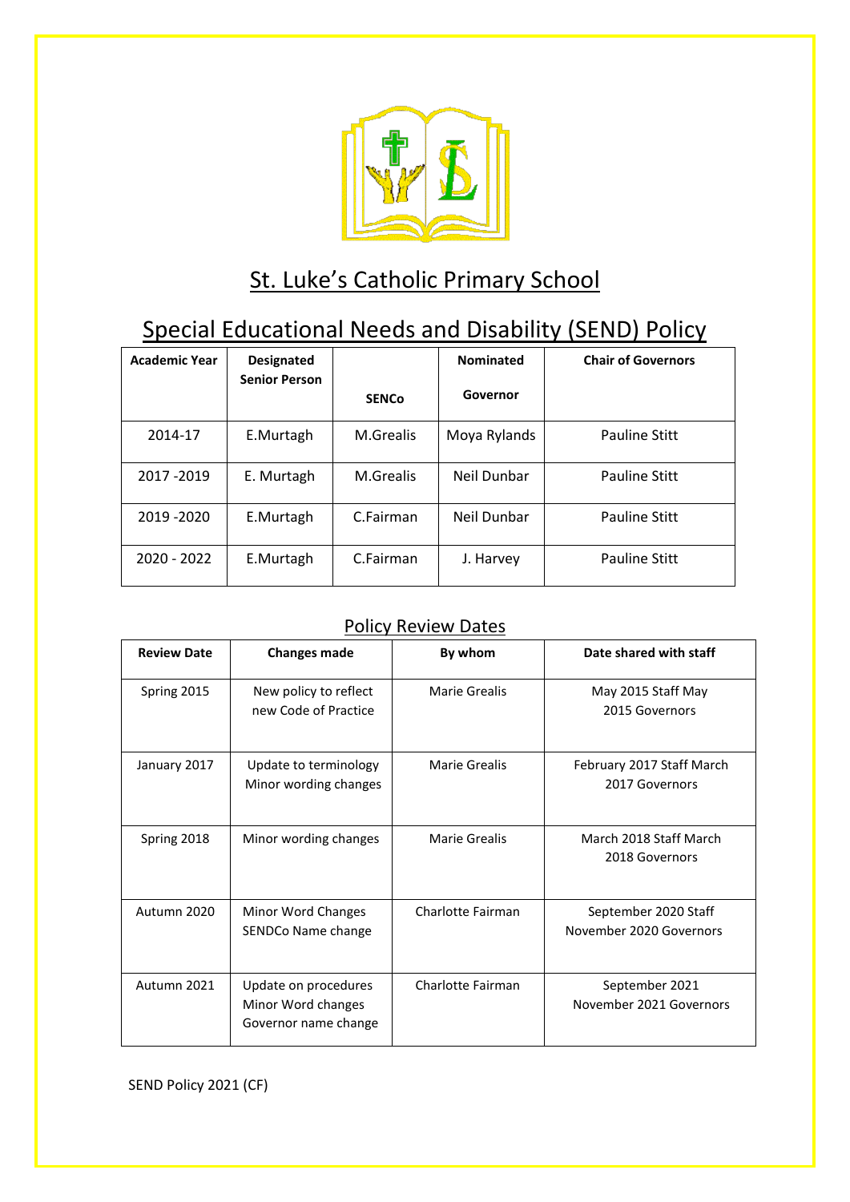# St. Luke's Catholic Primary School

## Special Educational Needs and Disability (SEND) Policy

| Academic Year | Designated Senior Person | SENCo | Nominated Governor | Chair of Governors |
|---|---|---|---|---|
| 2014-17 | E.Murtagh | M.Grealis | Moya Rylands | Pauline Stitt |
| 2017 -2019 | E. Murtagh | M.Grealis | Neil Dunbar | Pauline Stitt |
| 2019 -2020 | E.Murtagh | C.Fairman | Neil Dunbar | Pauline Stitt |
| 2020 - 2022 | E.Murtagh | C.Fairman | J. Harvey | Pauline Stitt |

### Policy Review Dates

| Review Date | Changes made | By whom | Date shared with staff |
|---|---|---|---|
| Spring 2015 | New policy to reflect new Code of Practice | Marie Grealis | May 2015 Staff May 2015 Governors |
| January 2017 | Update to terminology Minor wording changes | Marie Grealis | February 2017 Staff March 2017 Governors |
| Spring 2018 | Minor wording changes | Marie Grealis | March 2018 Staff March 2018 Governors |
| Autumn 2020 | Minor Word Changes SENDCo Name change | Charlotte Fairman | September 2020 Staff November 2020 Governors |
| Autumn 2021 | Update on procedures Minor Word changes Governor name change | Charlotte Fairman | September 2021 November 2021 Governors |

SEND Policy 2021 (CF)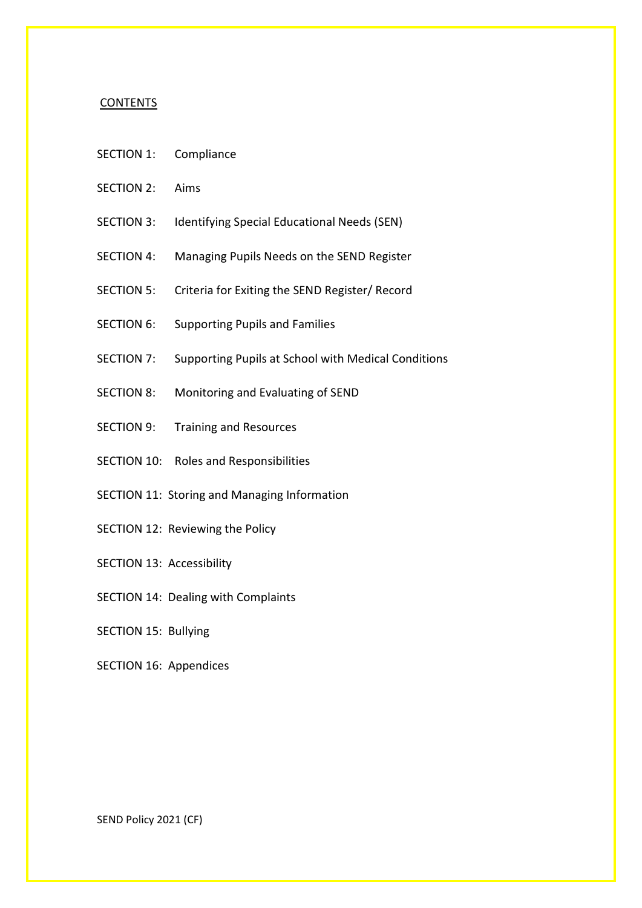CONTENTS

SECTION 1: Compliance

SECTION 2: Aims

SECTION 3: Identifying Special Educational Needs (SEN)

SECTION 4: Managing Pupils Needs on the SEND Register

SECTION 5: Criteria for Exiting the SEND Register/ Record

SECTION 6: Supporting Pupils and Families

SECTION 7: Supporting Pupils at School with Medical Conditions

SECTION 8: Monitoring and Evaluating of SEND

SECTION 9: Training and Resources

SECTION 10: Roles and Responsibilities

SECTION 11: Storing and Managing Information

SECTION 12: Reviewing the Policy

SECTION 13: Accessibility

SECTION 14: Dealing with Complaints

SECTION 15: Bullying

SECTION 16: Appendices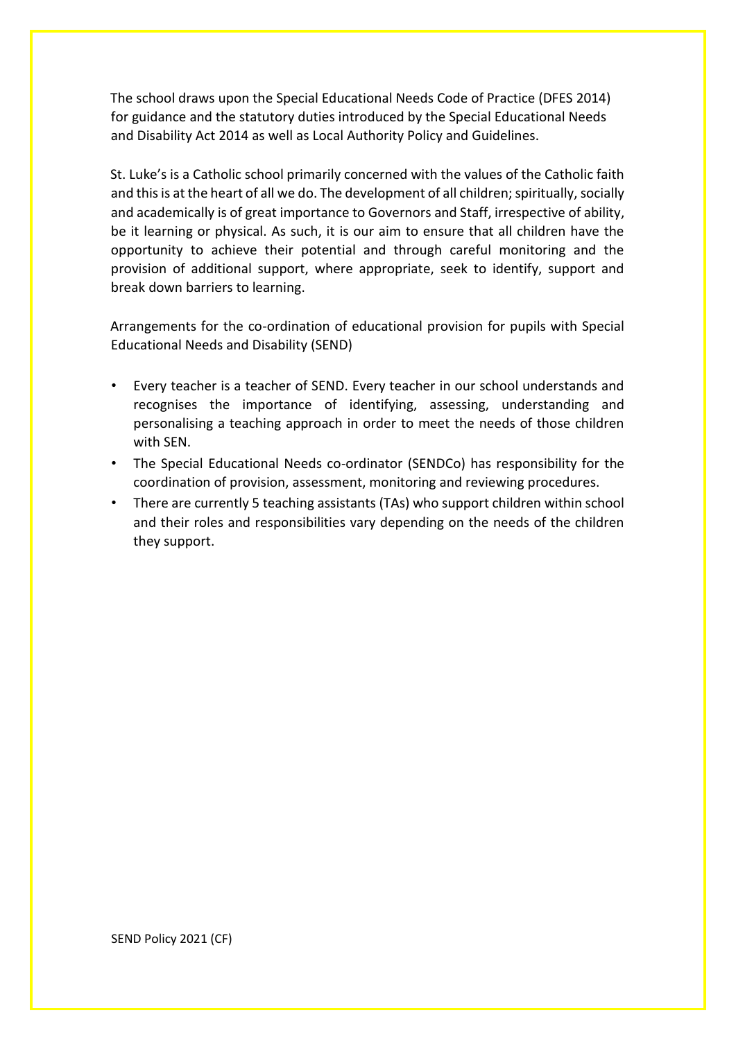The school draws upon the Special Educational Needs Code of Practice (DFES 2014) for guidance and the statutory duties introduced by the Special Educational Needs and Disability Act 2014 as well as Local Authority Policy and Guidelines.

St. Luke's is a Catholic school primarily concerned with the values of the Catholic faith and this is at the heart of all we do. The development of all children; spiritually, socially and academically is of great importance to Governors and Staff, irrespective of ability, be it learning or physical. As such, it is our aim to ensure that all children have the opportunity to achieve their potential and through careful monitoring and the provision of additional support, where appropriate, seek to identify, support and break down barriers to learning.

Arrangements for the co-ordination of educational provision for pupils with Special Educational Needs and Disability (SEND)

- Every teacher is a teacher of SEND. Every teacher in our school understands and recognises the importance of identifying, assessing, understanding and personalising a teaching approach in order to meet the needs of those children with SEN.
- The Special Educational Needs co-ordinator (SENDCo) has responsibility for the coordination of provision, assessment, monitoring and reviewing procedures.
- There are currently 5 teaching assistants (TAs) who support children within school and their roles and responsibilities vary depending on the needs of the children they support.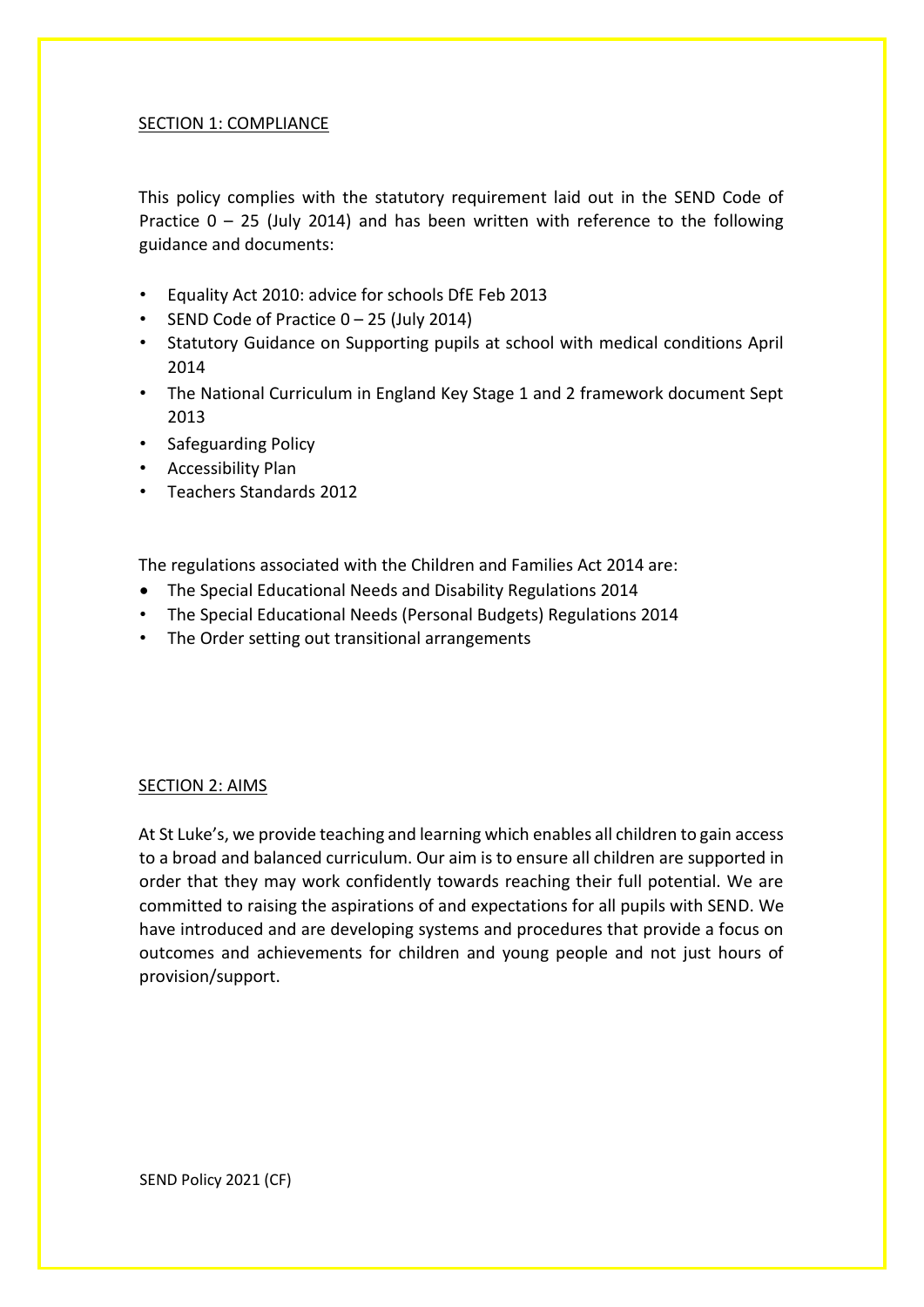SECTION 1: COMPLIANCE

This policy complies with the statutory requirement laid out in the SEND Code of Practice 0 – 25 (July 2014) and has been written with reference to the following guidance and documents:

- Equality Act 2010: advice for schools DfE Feb 2013
- SEND Code of Practice 0 – 25 (July 2014)
- Statutory Guidance on Supporting pupils at school with medical conditions April 2014
- The National Curriculum in England Key Stage 1 and 2 framework document Sept 2013
- Safeguarding Policy
- Accessibility Plan
- Teachers Standards 2012

The regulations associated with the Children and Families Act 2014 are:

- The Special Educational Needs and Disability Regulations 2014
- The Special Educational Needs (Personal Budgets) Regulations 2014
- The Order setting out transitional arrangements

SECTION 2: AIMS

At St Luke's, we provide teaching and learning which enables all children to gain access to a broad and balanced curriculum. Our aim is to ensure all children are supported in order that they may work confidently towards reaching their full potential. We are committed to raising the aspirations of and expectations for all pupils with SEND. We have introduced and are developing systems and procedures that provide a focus on outcomes and achievements for children and young people and not just hours of provision/support.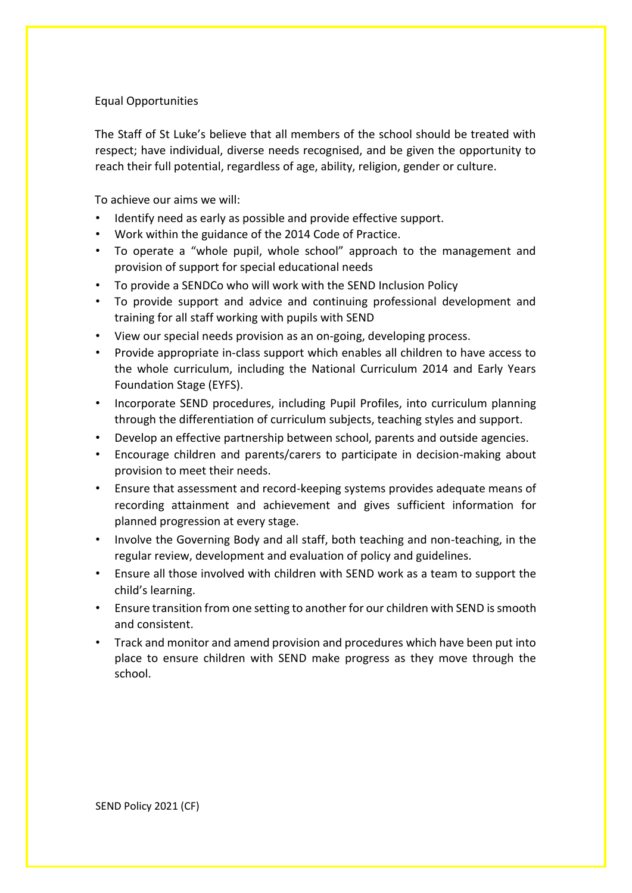## Equal Opportunities

The Staff of St Luke's believe that all members of the school should be treated with respect; have individual, diverse needs recognised, and be given the opportunity to reach their full potential, regardless of age, ability, religion, gender or culture.

To achieve our aims we will:

- Identify need as early as possible and provide effective support.
- Work within the guidance of the 2014 Code of Practice.
- To operate a "whole pupil, whole school" approach to the management and provision of support for special educational needs
- To provide a SENDCo who will work with the SEND Inclusion Policy
- To provide support and advice and continuing professional development and training for all staff working with pupils with SEND
- View our special needs provision as an on-going, developing process.
- Provide appropriate in-class support which enables all children to have access to the whole curriculum, including the National Curriculum 2014 and Early Years Foundation Stage (EYFS).
- Incorporate SEND procedures, including Pupil Profiles, into curriculum planning through the differentiation of curriculum subjects, teaching styles and support.
- Develop an effective partnership between school, parents and outside agencies.
- Encourage children and parents/carers to participate in decision-making about provision to meet their needs.
- Ensure that assessment and record-keeping systems provides adequate means of recording attainment and achievement and gives sufficient information for planned progression at every stage.
- Involve the Governing Body and all staff, both teaching and non-teaching, in the regular review, development and evaluation of policy and guidelines.
- Ensure all those involved with children with SEND work as a team to support the child's learning.
- Ensure transition from one setting to another for our children with SEND is smooth and consistent.
- Track and monitor and amend provision and procedures which have been put into place to ensure children with SEND make progress as they move through the school.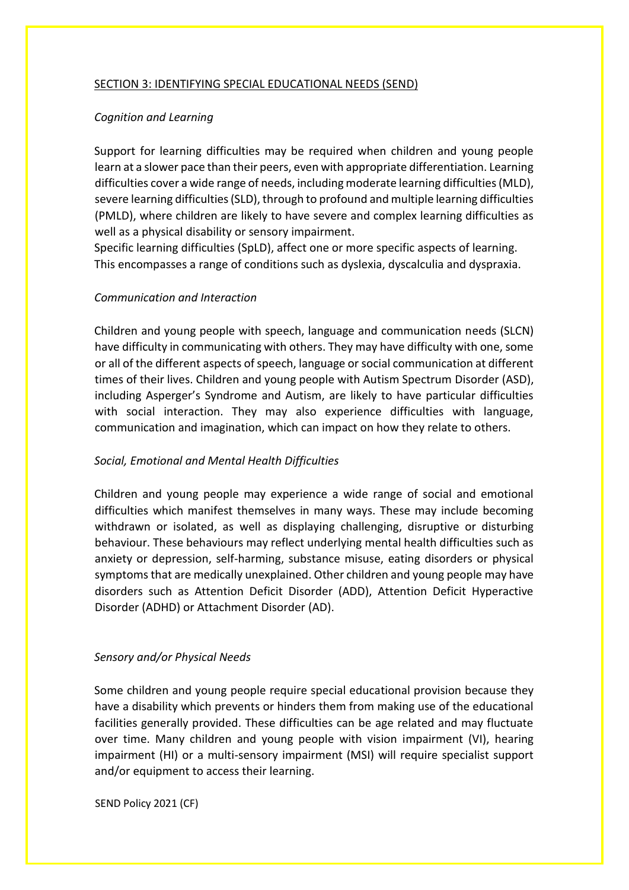## SECTION 3: IDENTIFYING SPECIAL EDUCATIONAL NEEDS (SEND)

*Cognition and Learning*

Support for learning difficulties may be required when children and young people learn at a slower pace than their peers, even with appropriate differentiation. Learning difficulties cover a wide range of needs, including moderate learning difficulties (MLD), severe learning difficulties (SLD), through to profound and multiple learning difficulties (PMLD), where children are likely to have severe and complex learning difficulties as well as a physical disability or sensory impairment.
Specific learning difficulties (SpLD), affect one or more specific aspects of learning. This encompasses a range of conditions such as dyslexia, dyscalculia and dyspraxia.

*Communication and Interaction*

Children and young people with speech, language and communication needs (SLCN) have difficulty in communicating with others. They may have difficulty with one, some or all of the different aspects of speech, language or social communication at different times of their lives. Children and young people with Autism Spectrum Disorder (ASD), including Asperger's Syndrome and Autism, are likely to have particular difficulties with social interaction. They may also experience difficulties with language, communication and imagination, which can impact on how they relate to others.

*Social, Emotional and Mental Health Difficulties*

Children and young people may experience a wide range of social and emotional difficulties which manifest themselves in many ways. These may include becoming withdrawn or isolated, as well as displaying challenging, disruptive or disturbing behaviour. These behaviours may reflect underlying mental health difficulties such as anxiety or depression, self-harming, substance misuse, eating disorders or physical symptoms that are medically unexplained. Other children and young people may have disorders such as Attention Deficit Disorder (ADD), Attention Deficit Hyperactive Disorder (ADHD) or Attachment Disorder (AD).

*Sensory and/or Physical Needs*

Some children and young people require special educational provision because they have a disability which prevents or hinders them from making use of the educational facilities generally provided. These difficulties can be age related and may fluctuate over time. Many children and young people with vision impairment (VI), hearing impairment (HI) or a multi-sensory impairment (MSI) will require specialist support and/or equipment to access their learning.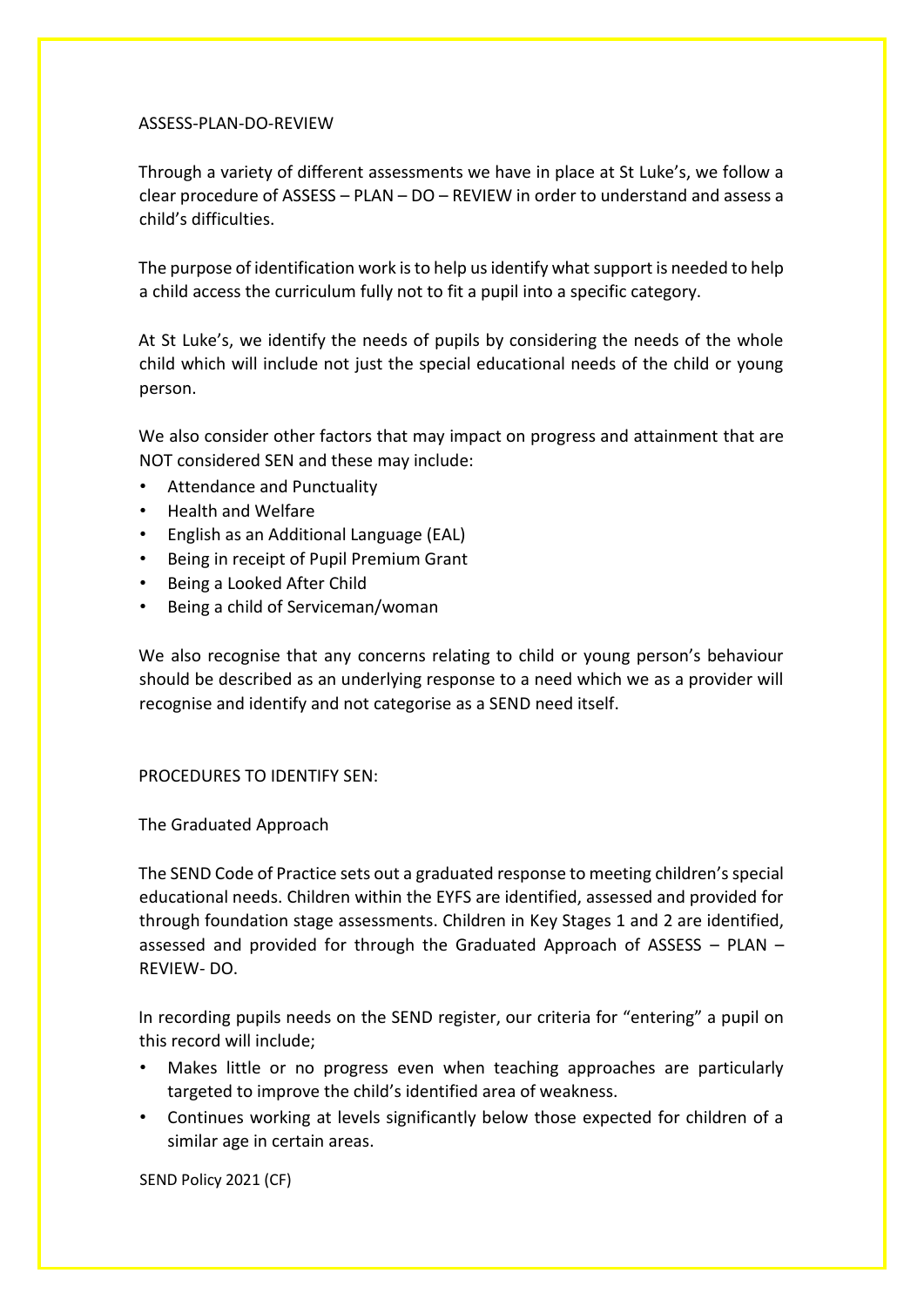ASSESS-PLAN-DO-REVIEW

Through a variety of different assessments we have in place at St Luke's, we follow a clear procedure of ASSESS – PLAN – DO – REVIEW in order to understand and assess a child's difficulties.

The purpose of identification work is to help us identify what support is needed to help a child access the curriculum fully not to fit a pupil into a specific category.

At St Luke's, we identify the needs of pupils by considering the needs of the whole child which will include not just the special educational needs of the child or young person.

We also consider other factors that may impact on progress and attainment that are NOT considered SEN and these may include:

- Attendance and Punctuality
- Health and Welfare
- English as an Additional Language (EAL)
- Being in receipt of Pupil Premium Grant
- Being a Looked After Child
- Being a child of Serviceman/woman

We also recognise that any concerns relating to child or young person's behaviour should be described as an underlying response to a need which we as a provider will recognise and identify and not categorise as a SEND need itself.

PROCEDURES TO IDENTIFY SEN:

The Graduated Approach

The SEND Code of Practice sets out a graduated response to meeting children's special educational needs. Children within the EYFS are identified, assessed and provided for through foundation stage assessments. Children in Key Stages 1 and 2 are identified, assessed and provided for through the Graduated Approach of ASSESS – PLAN – REVIEW- DO.

In recording pupils needs on the SEND register, our criteria for "entering" a pupil on this record will include;

- Makes little or no progress even when teaching approaches are particularly targeted to improve the child's identified area of weakness.
- Continues working at levels significantly below those expected for children of a similar age in certain areas.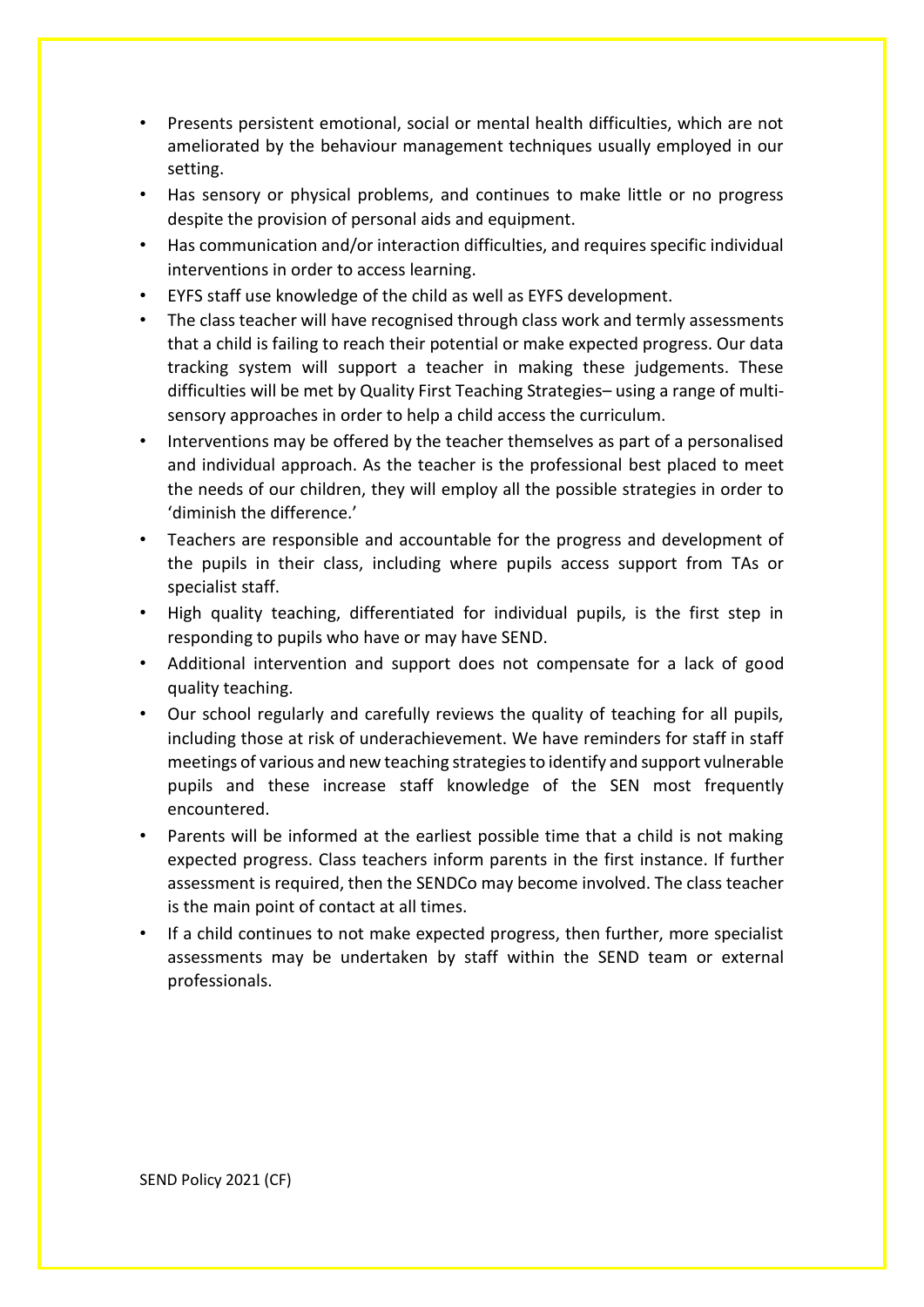- Presents persistent emotional, social or mental health difficulties, which are not ameliorated by the behaviour management techniques usually employed in our setting.
- Has sensory or physical problems, and continues to make little or no progress despite the provision of personal aids and equipment.
- Has communication and/or interaction difficulties, and requires specific individual interventions in order to access learning.
- EYFS staff use knowledge of the child as well as EYFS development.
- The class teacher will have recognised through class work and termly assessments that a child is failing to reach their potential or make expected progress. Our data tracking system will support a teacher in making these judgements. These difficulties will be met by Quality First Teaching Strategies– using a range of multi-sensory approaches in order to help a child access the curriculum.
- Interventions may be offered by the teacher themselves as part of a personalised and individual approach. As the teacher is the professional best placed to meet the needs of our children, they will employ all the possible strategies in order to 'diminish the difference.'
- Teachers are responsible and accountable for the progress and development of the pupils in their class, including where pupils access support from TAs or specialist staff.
- High quality teaching, differentiated for individual pupils, is the first step in responding to pupils who have or may have SEND.
- Additional intervention and support does not compensate for a lack of good quality teaching.
- Our school regularly and carefully reviews the quality of teaching for all pupils, including those at risk of underachievement. We have reminders for staff in staff meetings of various and new teaching strategies to identify and support vulnerable pupils and these increase staff knowledge of the SEN most frequently encountered.
- Parents will be informed at the earliest possible time that a child is not making expected progress. Class teachers inform parents in the first instance. If further assessment is required, then the SENDCo may become involved. The class teacher is the main point of contact at all times.
- If a child continues to not make expected progress, then further, more specialist assessments may be undertaken by staff within the SEND team or external professionals.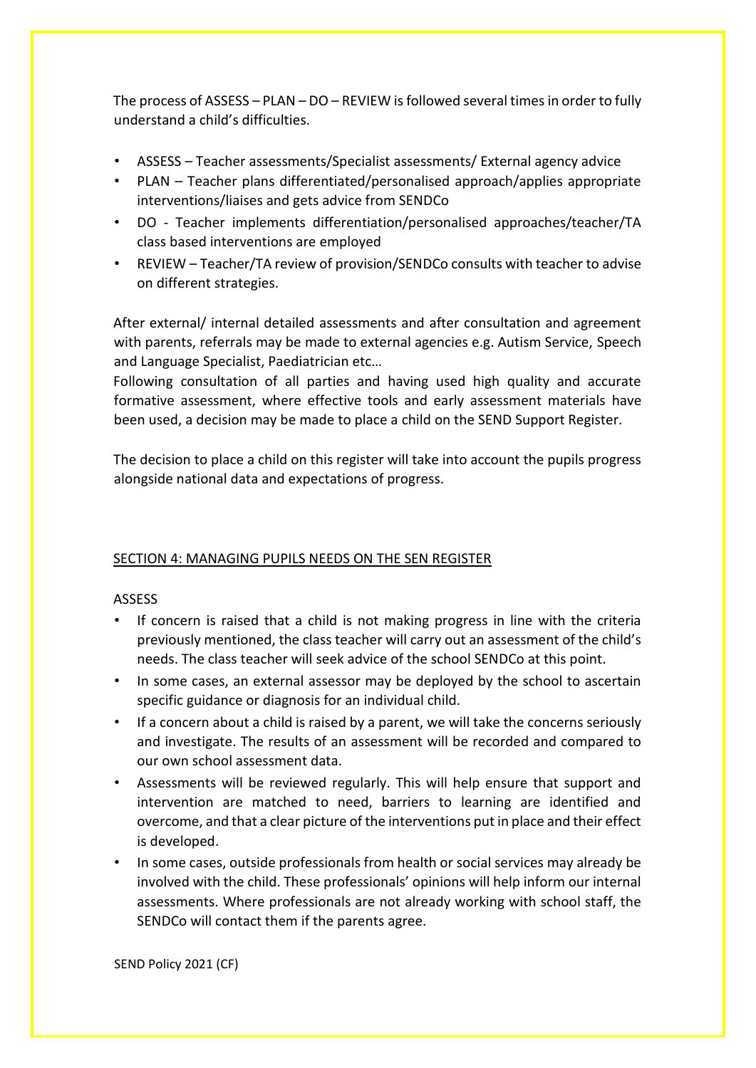The process of ASSESS – PLAN – DO – REVIEW is followed several times in order to fully understand a child's difficulties.

- ASSESS – Teacher assessments/Specialist assessments/ External agency advice
- PLAN – Teacher plans differentiated/personalised approach/applies appropriate interventions/liaises and gets advice from SENDCo
- DO - Teacher implements differentiation/personalised approaches/teacher/TA class based interventions are employed
- REVIEW – Teacher/TA review of provision/SENDCo consults with teacher to advise on different strategies.

After external/ internal detailed assessments and after consultation and agreement with parents, referrals may be made to external agencies e.g. Autism Service, Speech and Language Specialist, Paediatrician etc…

Following consultation of all parties and having used high quality and accurate formative assessment, where effective tools and early assessment materials have been used, a decision may be made to place a child on the SEND Support Register.

The decision to place a child on this register will take into account the pupils progress alongside national data and expectations of progress.

## SECTION 4: MANAGING PUPILS NEEDS ON THE SEN REGISTER

ASSESS

- If concern is raised that a child is not making progress in line with the criteria previously mentioned, the class teacher will carry out an assessment of the child's needs. The class teacher will seek advice of the school SENDCo at this point.
- In some cases, an external assessor may be deployed by the school to ascertain specific guidance or diagnosis for an individual child.
- If a concern about a child is raised by a parent, we will take the concerns seriously and investigate. The results of an assessment will be recorded and compared to our own school assessment data.
- Assessments will be reviewed regularly. This will help ensure that support and intervention are matched to need, barriers to learning are identified and overcome, and that a clear picture of the interventions put in place and their effect is developed.
- In some cases, outside professionals from health or social services may already be involved with the child. These professionals' opinions will help inform our internal assessments. Where professionals are not already working with school staff, the SENDCo will contact them if the parents agree.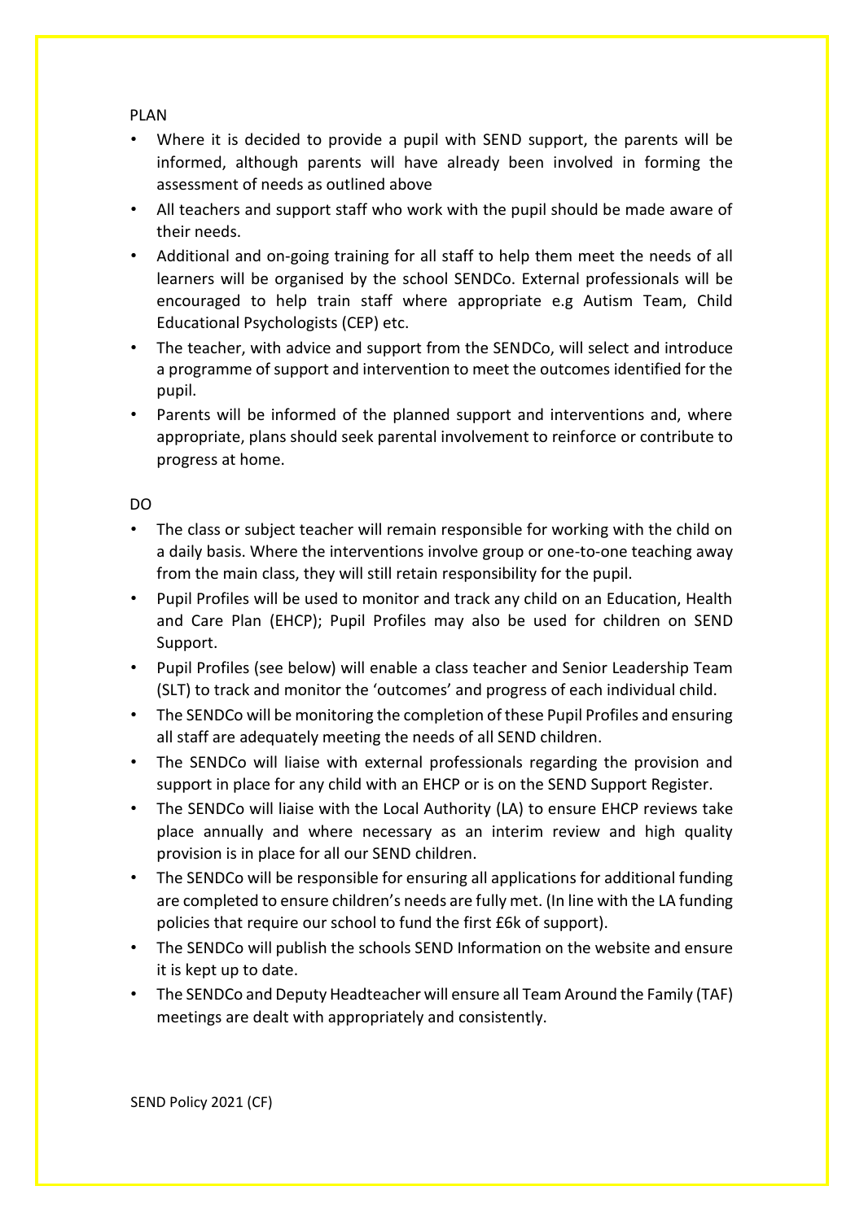PLAN

- Where it is decided to provide a pupil with SEND support, the parents will be informed, although parents will have already been involved in forming the assessment of needs as outlined above
- All teachers and support staff who work with the pupil should be made aware of their needs.
- Additional and on-going training for all staff to help them meet the needs of all learners will be organised by the school SENDCo. External professionals will be encouraged to help train staff where appropriate e.g Autism Team, Child Educational Psychologists (CEP) etc.
- The teacher, with advice and support from the SENDCo, will select and introduce a programme of support and intervention to meet the outcomes identified for the pupil.
- Parents will be informed of the planned support and interventions and, where appropriate, plans should seek parental involvement to reinforce or contribute to progress at home.

DO

- The class or subject teacher will remain responsible for working with the child on a daily basis. Where the interventions involve group or one-to-one teaching away from the main class, they will still retain responsibility for the pupil.
- Pupil Profiles will be used to monitor and track any child on an Education, Health and Care Plan (EHCP); Pupil Profiles may also be used for children on SEND Support.
- Pupil Profiles (see below) will enable a class teacher and Senior Leadership Team (SLT) to track and monitor the 'outcomes' and progress of each individual child.
- The SENDCo will be monitoring the completion of these Pupil Profiles and ensuring all staff are adequately meeting the needs of all SEND children.
- The SENDCo will liaise with external professionals regarding the provision and support in place for any child with an EHCP or is on the SEND Support Register.
- The SENDCo will liaise with the Local Authority (LA) to ensure EHCP reviews take place annually and where necessary as an interim review and high quality provision is in place for all our SEND children.
- The SENDCo will be responsible for ensuring all applications for additional funding are completed to ensure children's needs are fully met. (In line with the LA funding policies that require our school to fund the first £6k of support).
- The SENDCo will publish the schools SEND Information on the website and ensure it is kept up to date.
- The SENDCo and Deputy Headteacher will ensure all Team Around the Family (TAF) meetings are dealt with appropriately and consistently.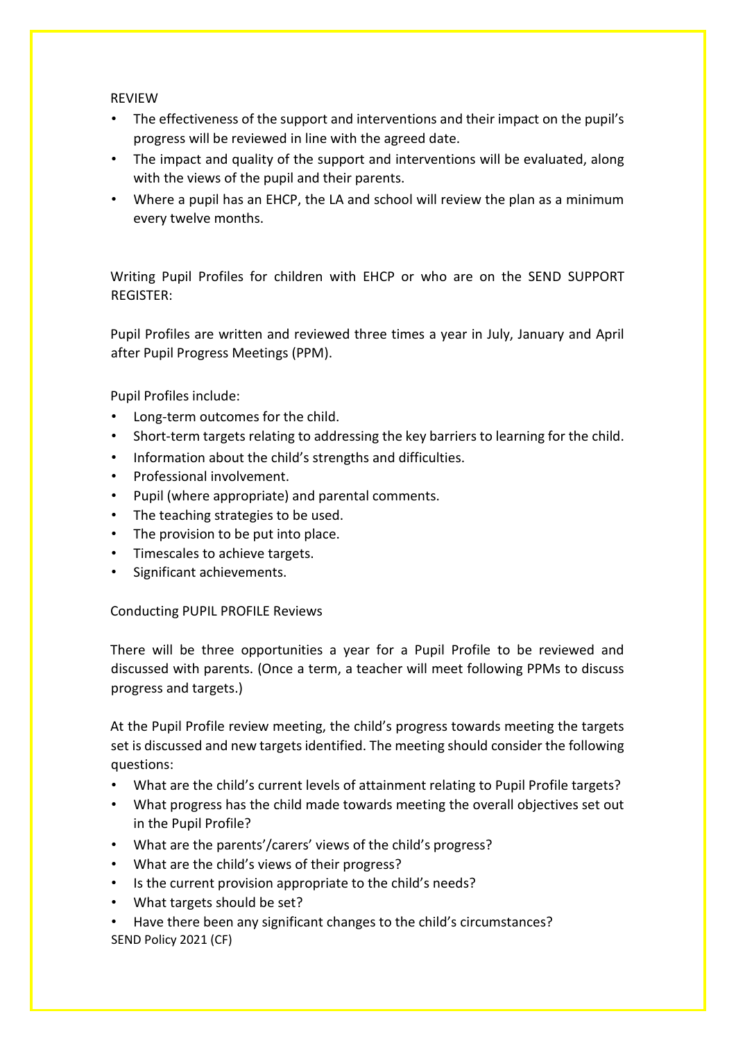REVIEW

- The effectiveness of the support and interventions and their impact on the pupil's progress will be reviewed in line with the agreed date.
- The impact and quality of the support and interventions will be evaluated, along with the views of the pupil and their parents.
- Where a pupil has an EHCP, the LA and school will review the plan as a minimum every twelve months.

Writing Pupil Profiles for children with EHCP or who are on the SEND SUPPORT REGISTER:

Pupil Profiles are written and reviewed three times a year in July, January and April after Pupil Progress Meetings (PPM).

Pupil Profiles include:

- Long-term outcomes for the child.
- Short-term targets relating to addressing the key barriers to learning for the child.
- Information about the child's strengths and difficulties.
- Professional involvement.
- Pupil (where appropriate) and parental comments.
- The teaching strategies to be used.
- The provision to be put into place.
- Timescales to achieve targets.
- Significant achievements.

Conducting PUPIL PROFILE Reviews

There will be three opportunities a year for a Pupil Profile to be reviewed and discussed with parents. (Once a term, a teacher will meet following PPMs to discuss progress and targets.)

At the Pupil Profile review meeting, the child's progress towards meeting the targets set is discussed and new targets identified. The meeting should consider the following questions:

- What are the child's current levels of attainment relating to Pupil Profile targets?
- What progress has the child made towards meeting the overall objectives set out in the Pupil Profile?
- What are the parents'/carers' views of the child's progress?
- What are the child's views of their progress?
- Is the current provision appropriate to the child's needs?
- What targets should be set?
- Have there been any significant changes to the child's circumstances?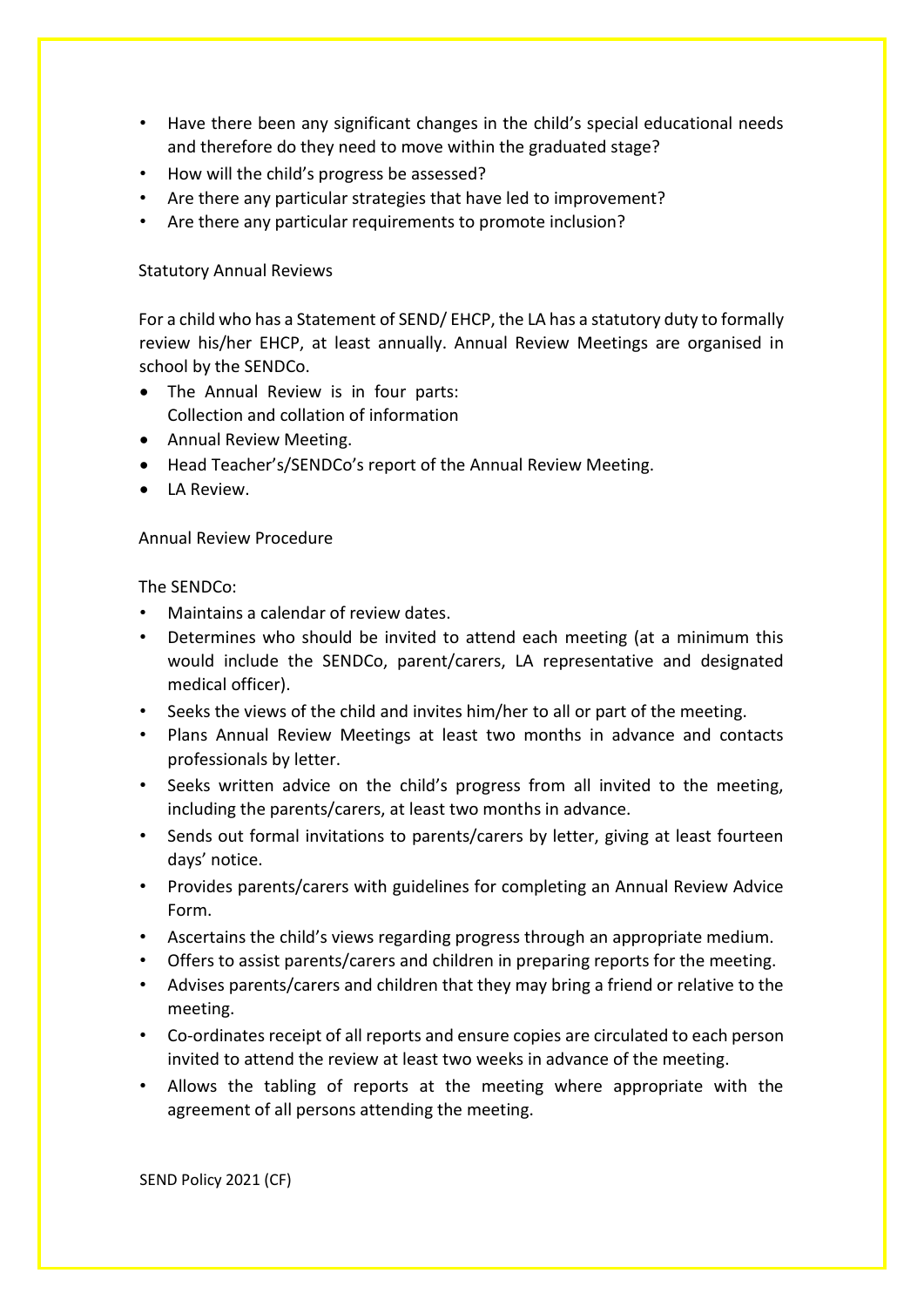- Have there been any significant changes in the child's special educational needs and therefore do they need to move within the graduated stage?
- How will the child's progress be assessed?
- Are there any particular strategies that have led to improvement?
- Are there any particular requirements to promote inclusion?

Statutory Annual Reviews

For a child who has a Statement of SEND/ EHCP, the LA has a statutory duty to formally review his/her EHCP, at least annually. Annual Review Meetings are organised in school by the SENDCo.

- The Annual Review is in four parts:
  Collection and collation of information
- Annual Review Meeting.
- Head Teacher's/SENDCo's report of the Annual Review Meeting.
- LA Review.

Annual Review Procedure

The SENDCo:

- Maintains a calendar of review dates.
- Determines who should be invited to attend each meeting (at a minimum this would include the SENDCo, parent/carers, LA representative and designated medical officer).
- Seeks the views of the child and invites him/her to all or part of the meeting.
- Plans Annual Review Meetings at least two months in advance and contacts professionals by letter.
- Seeks written advice on the child's progress from all invited to the meeting, including the parents/carers, at least two months in advance.
- Sends out formal invitations to parents/carers by letter, giving at least fourteen days' notice.
- Provides parents/carers with guidelines for completing an Annual Review Advice Form.
- Ascertains the child's views regarding progress through an appropriate medium.
- Offers to assist parents/carers and children in preparing reports for the meeting.
- Advises parents/carers and children that they may bring a friend or relative to the meeting.
- Co-ordinates receipt of all reports and ensure copies are circulated to each person invited to attend the review at least two weeks in advance of the meeting.
- Allows the tabling of reports at the meeting where appropriate with the agreement of all persons attending the meeting.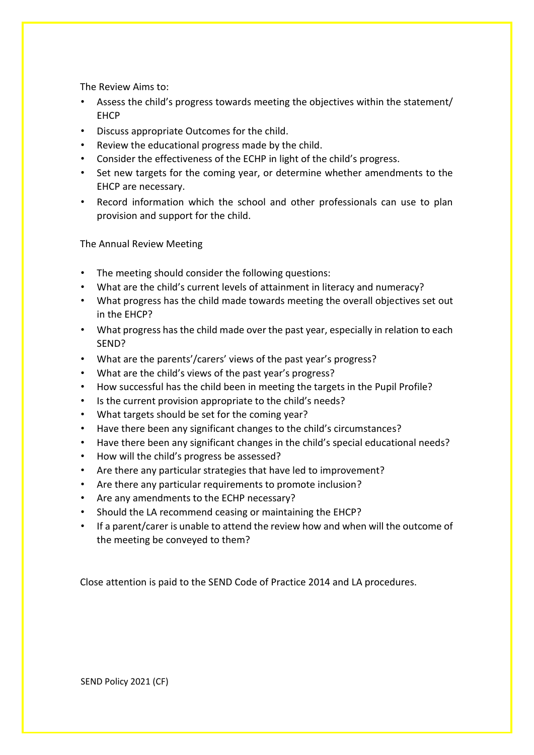The Review Aims to:

- Assess the child's progress towards meeting the objectives within the statement/ EHCP
- Discuss appropriate Outcomes for the child.
- Review the educational progress made by the child.
- Consider the effectiveness of the ECHP in light of the child's progress.
- Set new targets for the coming year, or determine whether amendments to the EHCP are necessary.
- Record information which the school and other professionals can use to plan provision and support for the child.

The Annual Review Meeting

- The meeting should consider the following questions:
- What are the child's current levels of attainment in literacy and numeracy?
- What progress has the child made towards meeting the overall objectives set out in the EHCP?
- What progress has the child made over the past year, especially in relation to each SEND?
- What are the parents'/carers' views of the past year's progress?
- What are the child's views of the past year's progress?
- How successful has the child been in meeting the targets in the Pupil Profile?
- Is the current provision appropriate to the child's needs?
- What targets should be set for the coming year?
- Have there been any significant changes to the child's circumstances?
- Have there been any significant changes in the child's special educational needs?
- How will the child's progress be assessed?
- Are there any particular strategies that have led to improvement?
- Are there any particular requirements to promote inclusion?
- Are any amendments to the ECHP necessary?
- Should the LA recommend ceasing or maintaining the EHCP?
- If a parent/carer is unable to attend the review how and when will the outcome of the meeting be conveyed to them?

Close attention is paid to the SEND Code of Practice 2014 and LA procedures.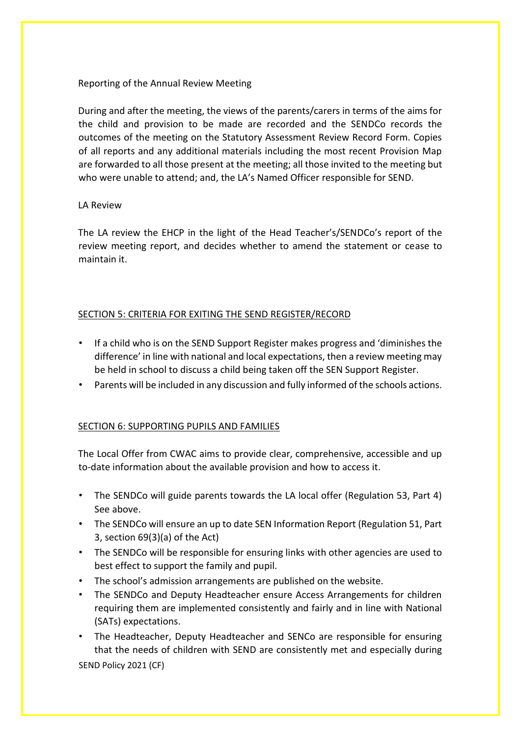Reporting of the Annual Review Meeting

During and after the meeting, the views of the parents/carers in terms of the aims for the child and provision to be made are recorded and the SENDCo records the outcomes of the meeting on the Statutory Assessment Review Record Form. Copies of all reports and any additional materials including the most recent Provision Map are forwarded to all those present at the meeting; all those invited to the meeting but who were unable to attend; and, the LA's Named Officer responsible for SEND.

LA Review

The LA review the EHCP in the light of the Head Teacher's/SENDCo's report of the review meeting report, and decides whether to amend the statement or cease to maintain it.

## SECTION 5: CRITERIA FOR EXITING THE SEND REGISTER/RECORD

- If a child who is on the SEND Support Register makes progress and 'diminishes the difference' in line with national and local expectations, then a review meeting may be held in school to discuss a child being taken off the SEN Support Register.
- Parents will be included in any discussion and fully informed of the schools actions.

## SECTION 6: SUPPORTING PUPILS AND FAMILIES

The Local Offer from CWAC aims to provide clear, comprehensive, accessible and up to-date information about the available provision and how to access it.

- The SENDCo will guide parents towards the LA local offer (Regulation 53, Part 4) See above.
- The SENDCo will ensure an up to date SEN Information Report (Regulation 51, Part 3, section 69(3)(a) of the Act)
- The SENDCo will be responsible for ensuring links with other agencies are used to best effect to support the family and pupil.
- The school's admission arrangements are published on the website.
- The SENDCo and Deputy Headteacher ensure Access Arrangements for children requiring them are implemented consistently and fairly and in line with National (SATs) expectations.
- The Headteacher, Deputy Headteacher and SENCo are responsible for ensuring that the needs of children with SEND are consistently met and especially during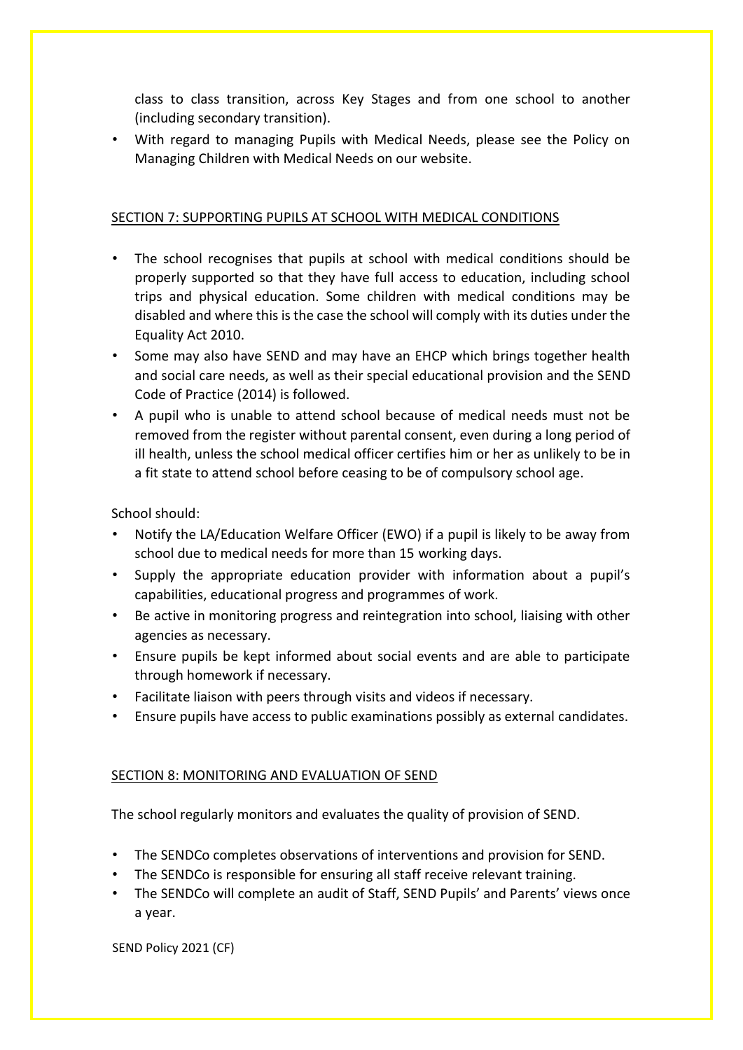class to class transition, across Key Stages and from one school to another (including secondary transition).

- With regard to managing Pupils with Medical Needs, please see the Policy on Managing Children with Medical Needs on our website.

## SECTION 7: SUPPORTING PUPILS AT SCHOOL WITH MEDICAL CONDITIONS

- The school recognises that pupils at school with medical conditions should be properly supported so that they have full access to education, including school trips and physical education. Some children with medical conditions may be disabled and where this is the case the school will comply with its duties under the Equality Act 2010.
- Some may also have SEND and may have an EHCP which brings together health and social care needs, as well as their special educational provision and the SEND Code of Practice (2014) is followed.
- A pupil who is unable to attend school because of medical needs must not be removed from the register without parental consent, even during a long period of ill health, unless the school medical officer certifies him or her as unlikely to be in a fit state to attend school before ceasing to be of compulsory school age.

School should:

- Notify the LA/Education Welfare Officer (EWO) if a pupil is likely to be away from school due to medical needs for more than 15 working days.
- Supply the appropriate education provider with information about a pupil's capabilities, educational progress and programmes of work.
- Be active in monitoring progress and reintegration into school, liaising with other agencies as necessary.
- Ensure pupils be kept informed about social events and are able to participate through homework if necessary.
- Facilitate liaison with peers through visits and videos if necessary.
- Ensure pupils have access to public examinations possibly as external candidates.

## SECTION 8: MONITORING AND EVALUATION OF SEND

The school regularly monitors and evaluates the quality of provision of SEND.

- The SENDCo completes observations of interventions and provision for SEND.
- The SENDCo is responsible for ensuring all staff receive relevant training.
- The SENDCo will complete an audit of Staff, SEND Pupils' and Parents' views once a year.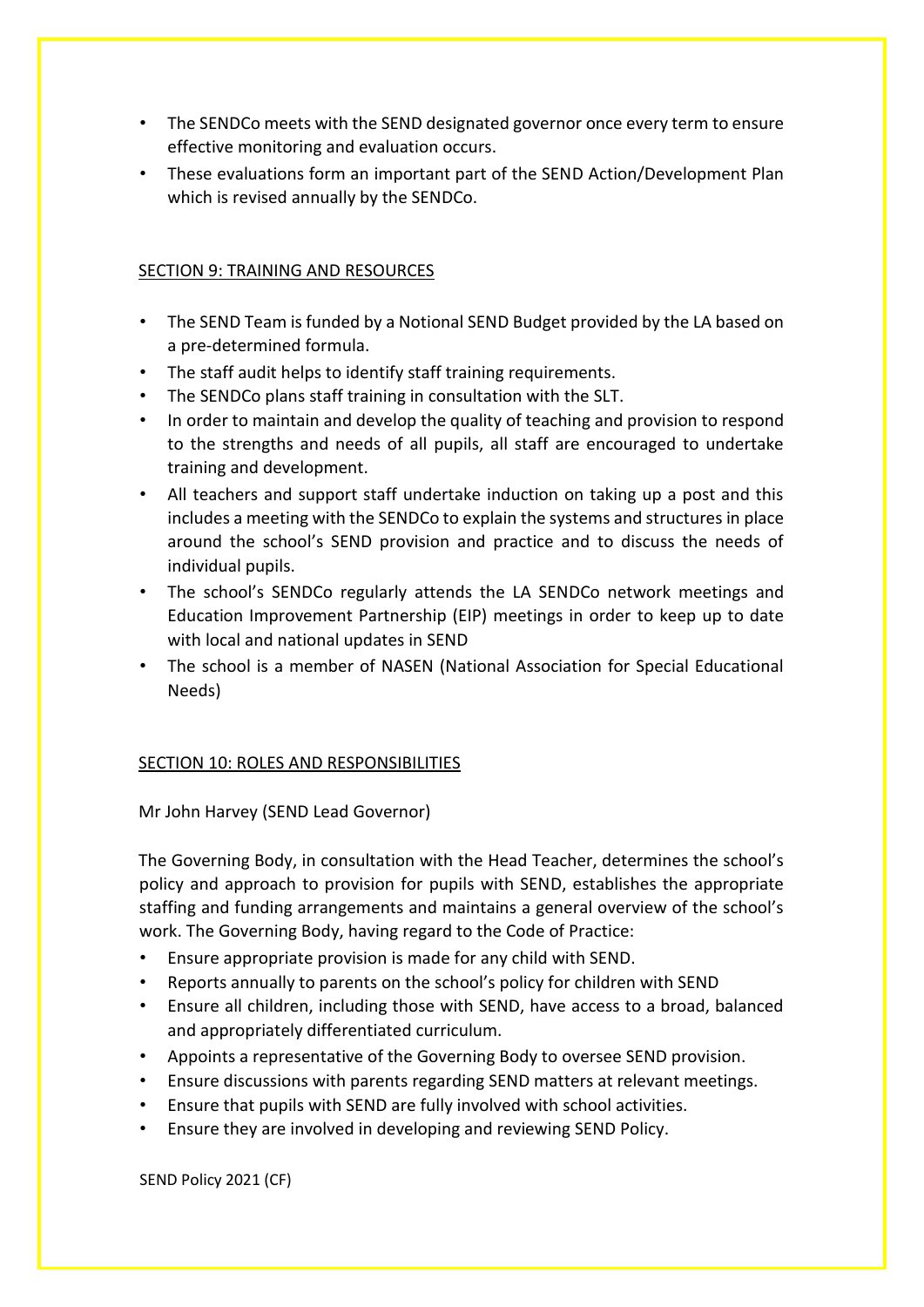- The SENDCo meets with the SEND designated governor once every term to ensure effective monitoring and evaluation occurs.
- These evaluations form an important part of the SEND Action/Development Plan which is revised annually by the SENDCo.

## SECTION 9: TRAINING AND RESOURCES

- The SEND Team is funded by a Notional SEND Budget provided by the LA based on a pre-determined formula.
- The staff audit helps to identify staff training requirements.
- The SENDCo plans staff training in consultation with the SLT.
- In order to maintain and develop the quality of teaching and provision to respond to the strengths and needs of all pupils, all staff are encouraged to undertake training and development.
- All teachers and support staff undertake induction on taking up a post and this includes a meeting with the SENDCo to explain the systems and structures in place around the school's SEND provision and practice and to discuss the needs of individual pupils.
- The school's SENDCo regularly attends the LA SENDCo network meetings and Education Improvement Partnership (EIP) meetings in order to keep up to date with local and national updates in SEND
- The school is a member of NASEN (National Association for Special Educational Needs)

## SECTION 10: ROLES AND RESPONSIBILITIES

Mr John Harvey (SEND Lead Governor)

The Governing Body, in consultation with the Head Teacher, determines the school's policy and approach to provision for pupils with SEND, establishes the appropriate staffing and funding arrangements and maintains a general overview of the school's work. The Governing Body, having regard to the Code of Practice:

- Ensure appropriate provision is made for any child with SEND.
- Reports annually to parents on the school's policy for children with SEND
- Ensure all children, including those with SEND, have access to a broad, balanced and appropriately differentiated curriculum.
- Appoints a representative of the Governing Body to oversee SEND provision.
- Ensure discussions with parents regarding SEND matters at relevant meetings.
- Ensure that pupils with SEND are fully involved with school activities.
- Ensure they are involved in developing and reviewing SEND Policy.

SEND Policy 2021 (CF)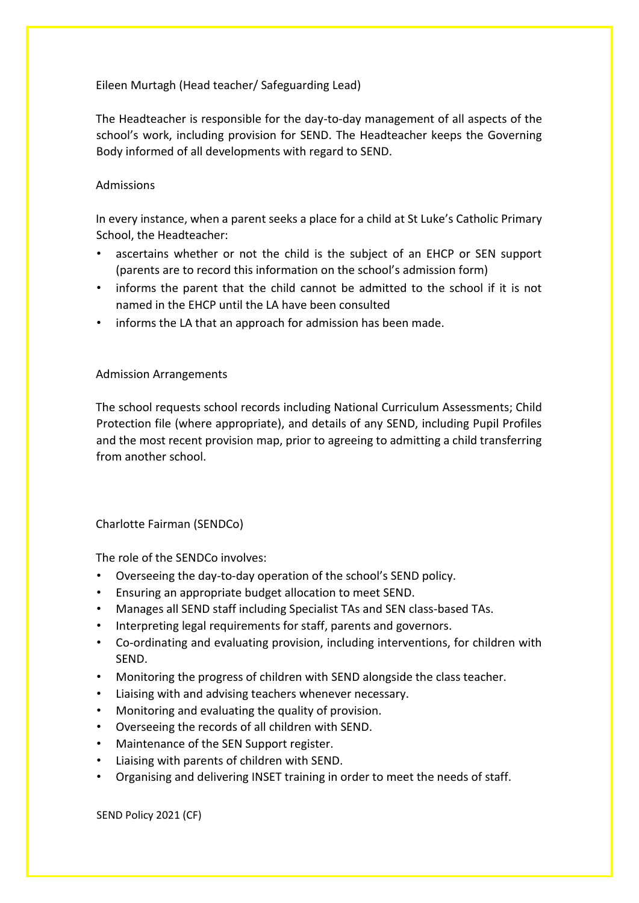Eileen Murtagh (Head teacher/ Safeguarding Lead)

The Headteacher is responsible for the day-to-day management of all aspects of the school's work, including provision for SEND. The Headteacher keeps the Governing Body informed of all developments with regard to SEND.

Admissions

In every instance, when a parent seeks a place for a child at St Luke's Catholic Primary School, the Headteacher:

- ascertains whether or not the child is the subject of an EHCP or SEN support (parents are to record this information on the school's admission form)
- informs the parent that the child cannot be admitted to the school if it is not named in the EHCP until the LA have been consulted
- informs the LA that an approach for admission has been made.

Admission Arrangements

The school requests school records including National Curriculum Assessments; Child Protection file (where appropriate), and details of any SEND, including Pupil Profiles and the most recent provision map, prior to agreeing to admitting a child transferring from another school.

Charlotte Fairman (SENDCo)

The role of the SENDCo involves:

- Overseeing the day-to-day operation of the school's SEND policy.
- Ensuring an appropriate budget allocation to meet SEND.
- Manages all SEND staff including Specialist TAs and SEN class-based TAs.
- Interpreting legal requirements for staff, parents and governors.
- Co-ordinating and evaluating provision, including interventions, for children with SEND.
- Monitoring the progress of children with SEND alongside the class teacher.
- Liaising with and advising teachers whenever necessary.
- Monitoring and evaluating the quality of provision.
- Overseeing the records of all children with SEND.
- Maintenance of the SEN Support register.
- Liaising with parents of children with SEND.
- Organising and delivering INSET training in order to meet the needs of staff.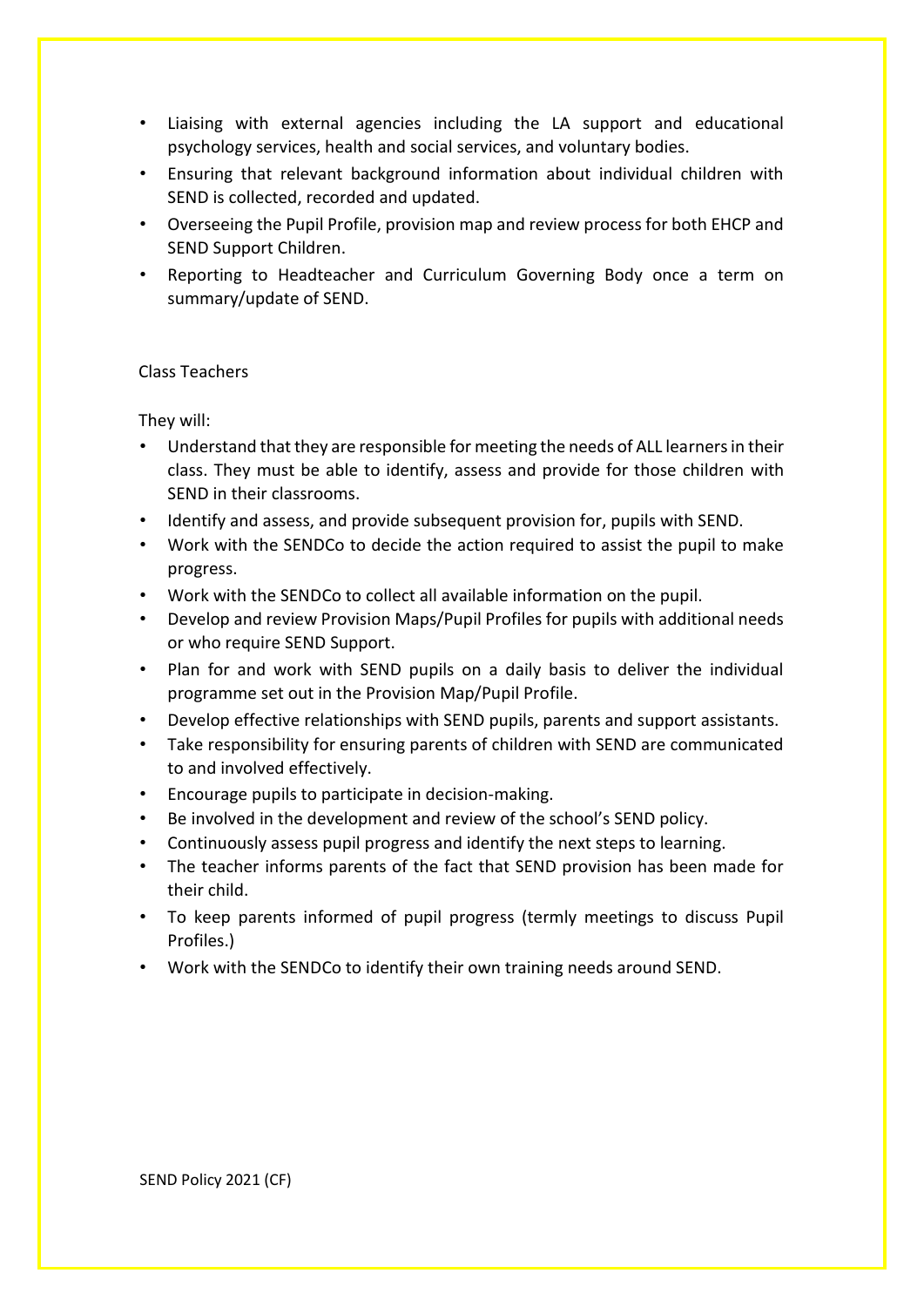- Liaising with external agencies including the LA support and educational psychology services, health and social services, and voluntary bodies.
- Ensuring that relevant background information about individual children with SEND is collected, recorded and updated.
- Overseeing the Pupil Profile, provision map and review process for both EHCP and SEND Support Children.
- Reporting to Headteacher and Curriculum Governing Body once a term on summary/update of SEND.

Class Teachers

They will:

- Understand that they are responsible for meeting the needs of ALL learners in their class. They must be able to identify, assess and provide for those children with SEND in their classrooms.
- Identify and assess, and provide subsequent provision for, pupils with SEND.
- Work with the SENDCo to decide the action required to assist the pupil to make progress.
- Work with the SENDCo to collect all available information on the pupil.
- Develop and review Provision Maps/Pupil Profiles for pupils with additional needs or who require SEND Support.
- Plan for and work with SEND pupils on a daily basis to deliver the individual programme set out in the Provision Map/Pupil Profile.
- Develop effective relationships with SEND pupils, parents and support assistants.
- Take responsibility for ensuring parents of children with SEND are communicated to and involved effectively.
- Encourage pupils to participate in decision-making.
- Be involved in the development and review of the school's SEND policy.
- Continuously assess pupil progress and identify the next steps to learning.
- The teacher informs parents of the fact that SEND provision has been made for their child.
- To keep parents informed of pupil progress (termly meetings to discuss Pupil Profiles.)
- Work with the SENDCo to identify their own training needs around SEND.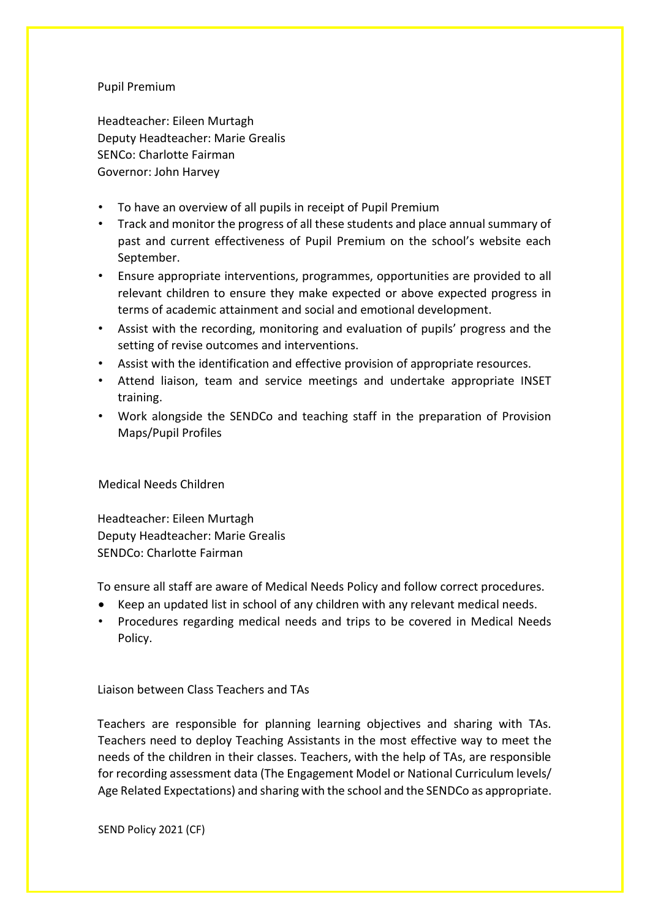Pupil Premium

Headteacher: Eileen Murtagh
Deputy Headteacher: Marie Grealis
SENCo: Charlotte Fairman
Governor: John Harvey

- To have an overview of all pupils in receipt of Pupil Premium
- Track and monitor the progress of all these students and place annual summary of past and current effectiveness of Pupil Premium on the school's website each September.
- Ensure appropriate interventions, programmes, opportunities are provided to all relevant children to ensure they make expected or above expected progress in terms of academic attainment and social and emotional development.
- Assist with the recording, monitoring and evaluation of pupils' progress and the setting of revise outcomes and interventions.
- Assist with the identification and effective provision of appropriate resources.
- Attend liaison, team and service meetings and undertake appropriate INSET training.
- Work alongside the SENDCo and teaching staff in the preparation of Provision Maps/Pupil Profiles

Medical Needs Children

Headteacher: Eileen Murtagh
Deputy Headteacher: Marie Grealis
SENDCo: Charlotte Fairman

To ensure all staff are aware of Medical Needs Policy and follow correct procedures.

- Keep an updated list in school of any children with any relevant medical needs.
- Procedures regarding medical needs and trips to be covered in Medical Needs Policy.

Liaison between Class Teachers and TAs

Teachers are responsible for planning learning objectives and sharing with TAs. Teachers need to deploy Teaching Assistants in the most effective way to meet the needs of the children in their classes. Teachers, with the help of TAs, are responsible for recording assessment data (The Engagement Model or National Curriculum levels/ Age Related Expectations) and sharing with the school and the SENDCo as appropriate.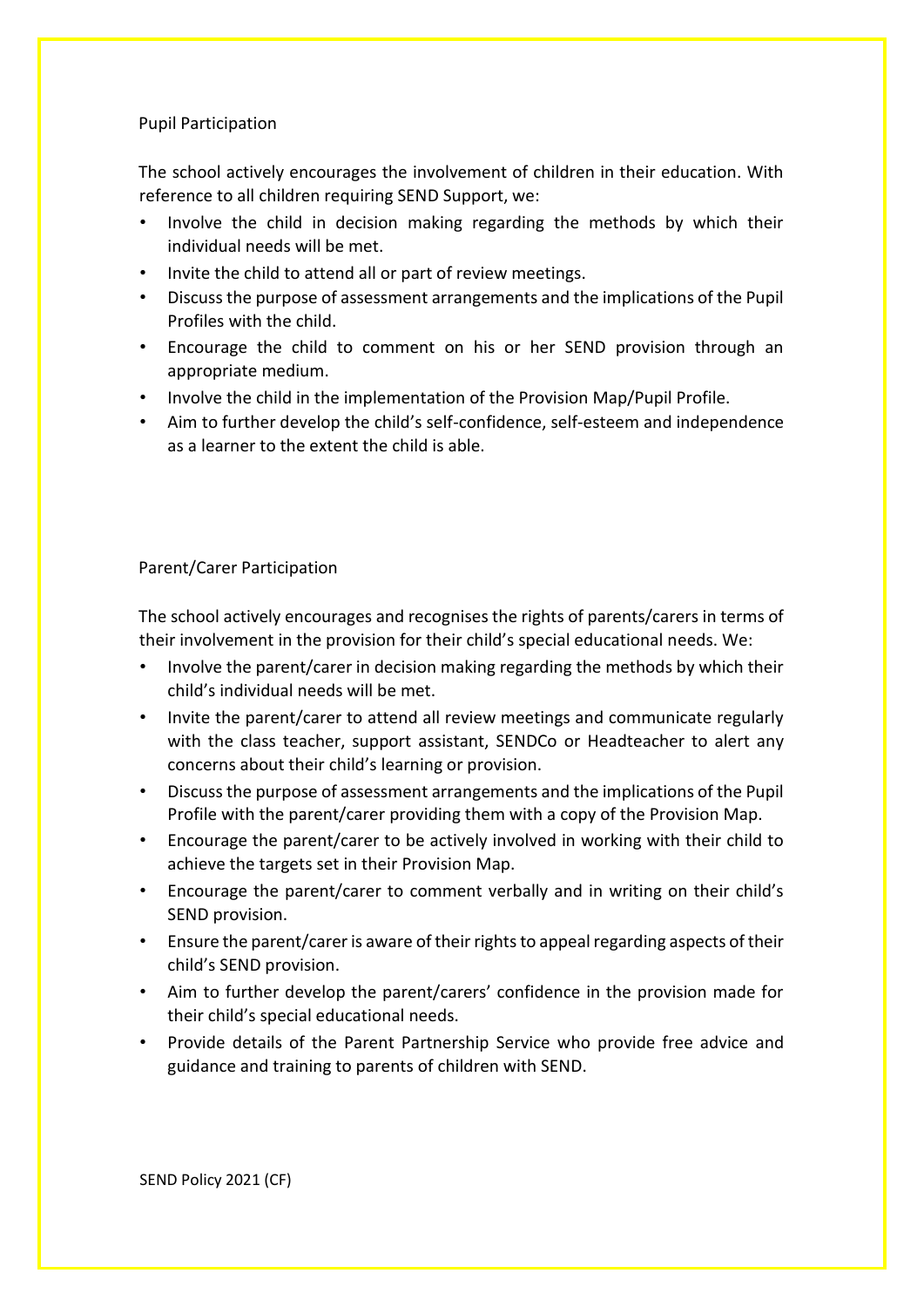## Pupil Participation

The school actively encourages the involvement of children in their education. With reference to all children requiring SEND Support, we:

- Involve the child in decision making regarding the methods by which their individual needs will be met.
- Invite the child to attend all or part of review meetings.
- Discuss the purpose of assessment arrangements and the implications of the Pupil Profiles with the child.
- Encourage the child to comment on his or her SEND provision through an appropriate medium.
- Involve the child in the implementation of the Provision Map/Pupil Profile.
- Aim to further develop the child's self-confidence, self-esteem and independence as a learner to the extent the child is able.

## Parent/Carer Participation

The school actively encourages and recognises the rights of parents/carers in terms of their involvement in the provision for their child's special educational needs. We:

- Involve the parent/carer in decision making regarding the methods by which their child's individual needs will be met.
- Invite the parent/carer to attend all review meetings and communicate regularly with the class teacher, support assistant, SENDCo or Headteacher to alert any concerns about their child's learning or provision.
- Discuss the purpose of assessment arrangements and the implications of the Pupil Profile with the parent/carer providing them with a copy of the Provision Map.
- Encourage the parent/carer to be actively involved in working with their child to achieve the targets set in their Provision Map.
- Encourage the parent/carer to comment verbally and in writing on their child's SEND provision.
- Ensure the parent/carer is aware of their rights to appeal regarding aspects of their child's SEND provision.
- Aim to further develop the parent/carers' confidence in the provision made for their child's special educational needs.
- Provide details of the Parent Partnership Service who provide free advice and guidance and training to parents of children with SEND.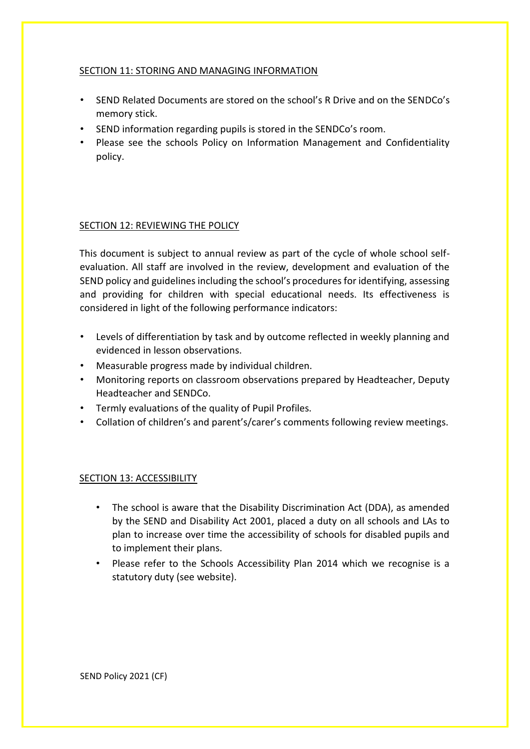## SECTION 11: STORING AND MANAGING INFORMATION

- SEND Related Documents are stored on the school's R Drive and on the SENDCo's memory stick.
- SEND information regarding pupils is stored in the SENDCo's room.
- Please see the schools Policy on Information Management and Confidentiality policy.

## SECTION 12: REVIEWING THE POLICY

This document is subject to annual review as part of the cycle of whole school self-evaluation. All staff are involved in the review, development and evaluation of the SEND policy and guidelines including the school's procedures for identifying, assessing and providing for children with special educational needs. Its effectiveness is considered in light of the following performance indicators:

- Levels of differentiation by task and by outcome reflected in weekly planning and evidenced in lesson observations.
- Measurable progress made by individual children.
- Monitoring reports on classroom observations prepared by Headteacher, Deputy Headteacher and SENDCo.
- Termly evaluations of the quality of Pupil Profiles.
- Collation of children's and parent's/carer's comments following review meetings.

## SECTION 13: ACCESSIBILITY

- The school is aware that the Disability Discrimination Act (DDA), as amended by the SEND and Disability Act 2001, placed a duty on all schools and LAs to plan to increase over time the accessibility of schools for disabled pupils and to implement their plans.
- Please refer to the Schools Accessibility Plan 2014 which we recognise is a statutory duty (see website).

SEND Policy 2021 (CF)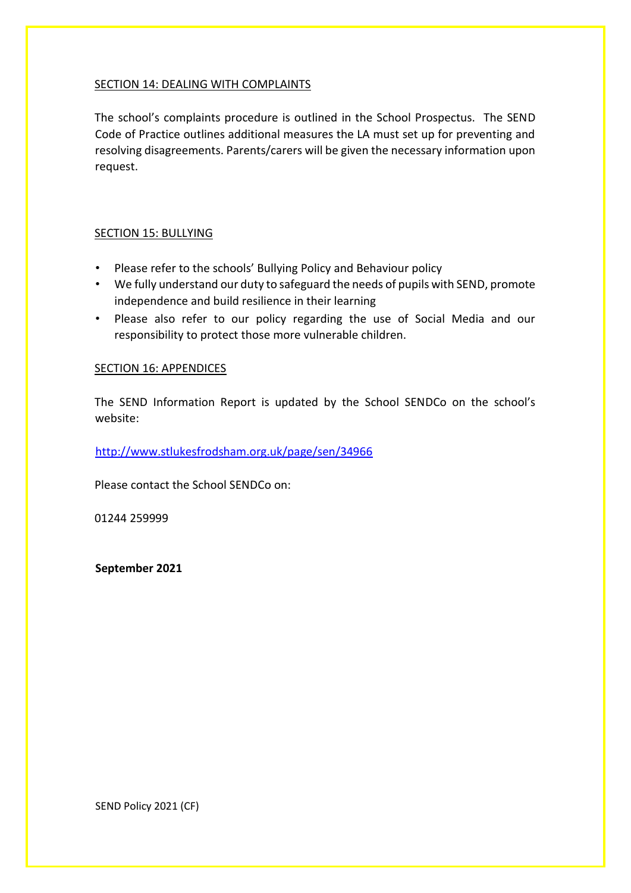SECTION 14: DEALING WITH COMPLAINTS

The school's complaints procedure is outlined in the School Prospectus. The SEND Code of Practice outlines additional measures the LA must set up for preventing and resolving disagreements. Parents/carers will be given the necessary information upon request.

SECTION 15: BULLYING

- Please refer to the schools' Bullying Policy and Behaviour policy
- We fully understand our duty to safeguard the needs of pupils with SEND, promote independence and build resilience in their learning
- Please also refer to our policy regarding the use of Social Media and our responsibility to protect those more vulnerable children.

SECTION 16: APPENDICES

The SEND Information Report is updated by the School SENDCo on the school's website:

http://www.stlukesfrodsham.org.uk/page/sen/34966

Please contact the School SENDCo on:

01244 259999

**September 2021**